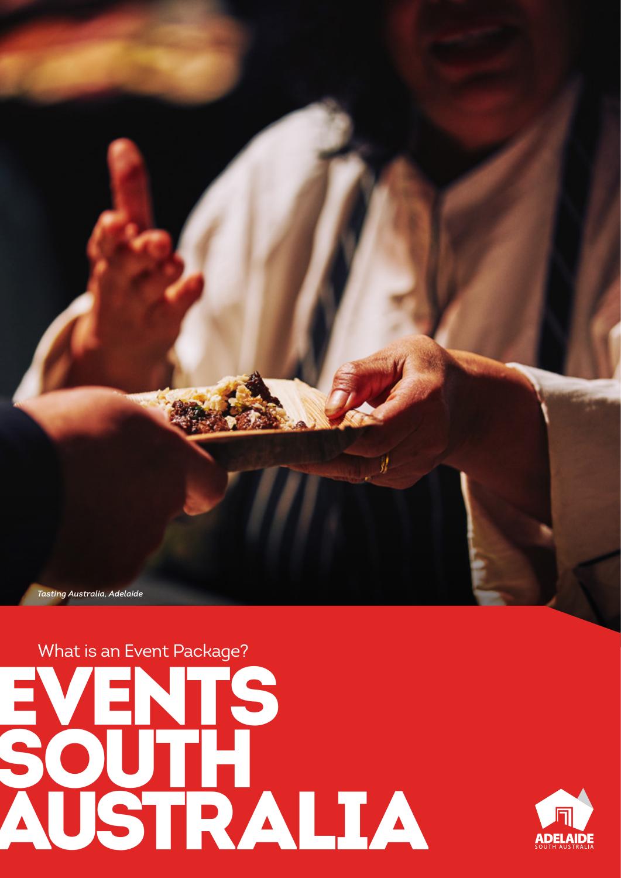*Tasting Australia, Adelaide*

What is an Event Package?

# EVENTS SOUTH AUSTRALIA

ADELAIDE
SOUTH AUSTRALIA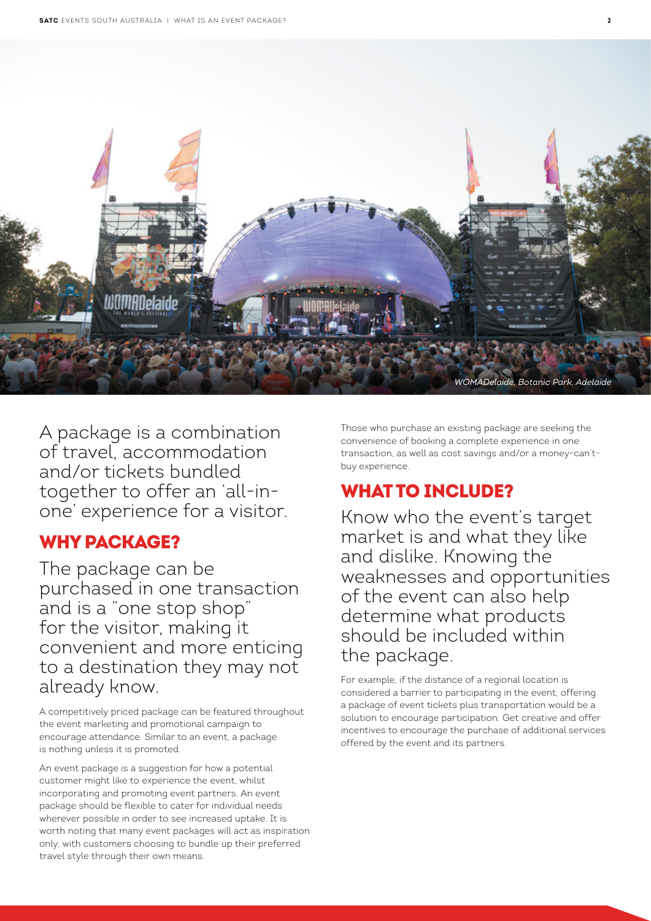WOMADelaide, Botanic Park, Adelaide

A package is a combination of travel, accommodation and/or tickets bundled together to offer an 'all-in-one' experience for a visitor.

## WHY PACKAGE?

The package can be purchased in one transaction and is a "one stop shop" for the visitor, making it convenient and more enticing to a destination they may not already know.

A competitively priced package can be featured throughout the event marketing and promotional campaign to encourage attendance. Similar to an event, a package is nothing unless it is promoted.

An event package is a suggestion for how a potential customer might like to experience the event, whilst incorporating and promoting event partners. An event package should be flexible to cater for individual needs wherever possible in order to see increased uptake. It is worth noting that many event packages will act as inspiration only, with customers choosing to bundle up their preferred travel style through their own means.

Those who purchase an existing package are seeking the convenience of booking a complete experience in one transaction, as well as cost savings and/or a money-can't-buy experience.

## WHAT TO INCLUDE?

Know who the event's target market is and what they like and dislike. Knowing the weaknesses and opportunities of the event can also help determine what products should be included within the package.

For example, if the distance of a regional location is considered a barrier to participating in the event, offering a package of event tickets plus transportation would be a solution to encourage participation. Get creative and offer incentives to encourage the purchase of additional services offered by the event and its partners.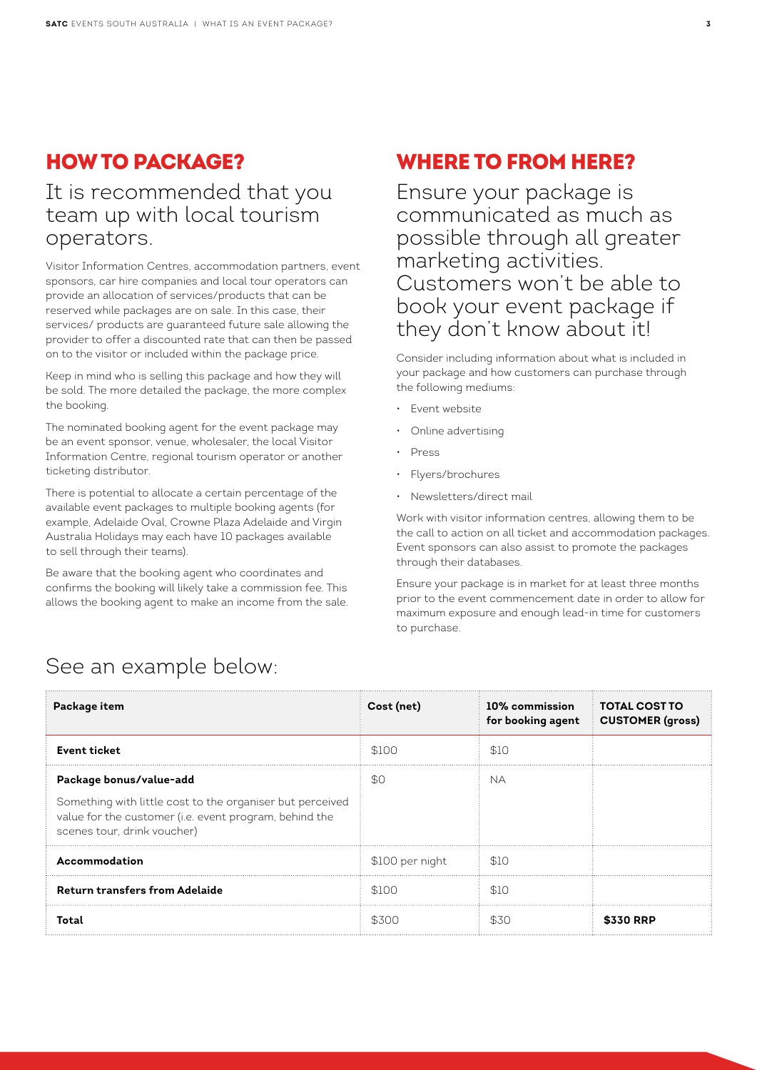## HOW TO PACKAGE?

### It is recommended that you team up with local tourism operators.

Visitor Information Centres, accommodation partners, event sponsors, car hire companies and local tour operators can provide an allocation of services/products that can be reserved while packages are on sale. In this case, their services/ products are guaranteed future sale allowing the provider to offer a discounted rate that can then be passed on to the visitor or included within the package price.

Keep in mind who is selling this package and how they will be sold. The more detailed the package, the more complex the booking.

The nominated booking agent for the event package may be an event sponsor, venue, wholesaler, the local Visitor Information Centre, regional tourism operator or another ticketing distributor.

There is potential to allocate a certain percentage of the available event packages to multiple booking agents (for example, Adelaide Oval, Crowne Plaza Adelaide and Virgin Australia Holidays may each have 10 packages available to sell through their teams).

Be aware that the booking agent who coordinates and confirms the booking will likely take a commission fee. This allows the booking agent to make an income from the sale.

## WHERE TO FROM HERE?

### Ensure your package is communicated as much as possible through all greater marketing activities. Customers won't be able to book your event package if they don't know about it!

Consider including information about what is included in your package and how customers can purchase through the following mediums:

- Event website
- Online advertising
- Press
- Flyers/brochures
- Newsletters/direct mail

Work with visitor information centres, allowing them to be the call to action on all ticket and accommodation packages. Event sponsors can also assist to promote the packages through their databases.

Ensure your package is in market for at least three months prior to the event commencement date in order to allow for maximum exposure and enough lead-in time for customers to purchase.

### See an example below:

| Package item | Cost (net) | 10% commission for booking agent | TOTAL COST TO CUSTOMER (gross) |
|---|---|---|---|
| **Event ticket** | $100 | $10 | |
| **Package bonus/value-add**<br>Something with little cost to the organiser but perceived value for the customer (i.e. event program, behind the scenes tour, drink voucher) | $0 | NA | |
| **Accommodation** | $100 per night | $10 | |
| **Return transfers from Adelaide** | $100 | $10 | |
| **Total** | $300 | $30 | **$330 RRP** |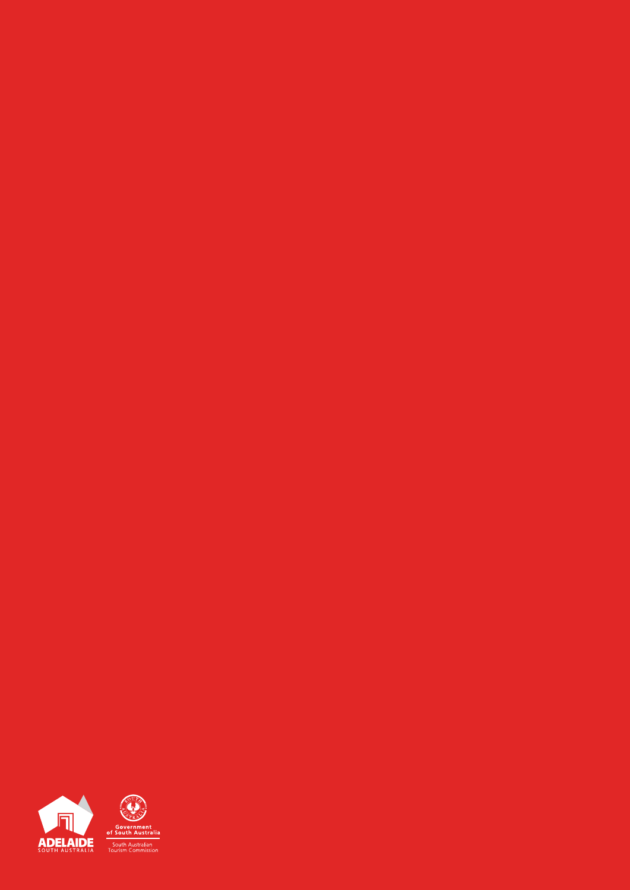ADELAIDE
SOUTH AUSTRALIA

Government of South Australia

South Australian Tourism Commission